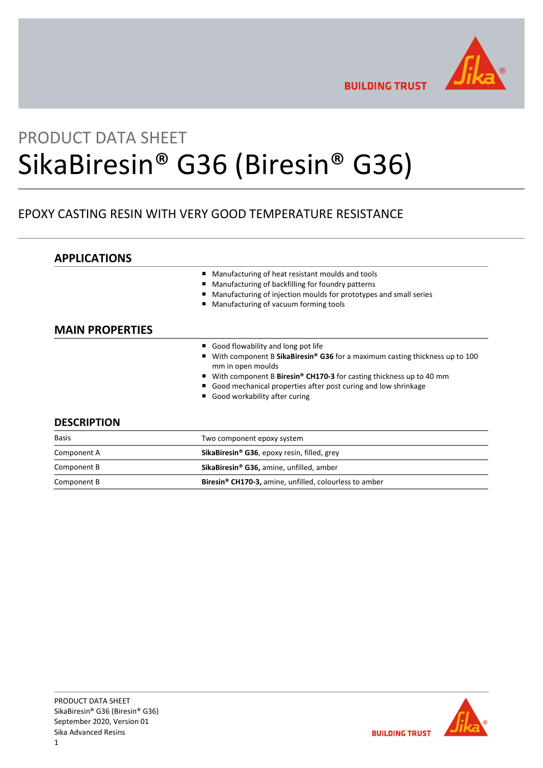PRODUCT DATA SHEET

# SikaBiresin® G36 (Biresin® G36)

## EPOXY CASTING RESIN WITH VERY GOOD TEMPERATURE RESISTANCE

## APPLICATIONS

- Manufacturing of heat resistant moulds and tools
- Manufacturing of backfilling for foundry patterns
- Manufacturing of injection moulds for prototypes and small series
- Manufacturing of vacuum forming tools

## MAIN PROPERTIES

- Good flowability and long pot life
- With component B **SikaBiresin® G36** for a maximum casting thickness up to 100 mm in open moulds
- With component B **Biresin® CH170-3** for casting thickness up to 40 mm
- Good mechanical properties after post curing and low shrinkage
- Good workability after curing

## DESCRIPTION

| | |
|---|---|
| Basis | Two component epoxy system |
| Component A | **SikaBiresin® G36**, epoxy resin, filled, grey |
| Component B | **SikaBiresin® G36,** amine, unfilled, amber |
| Component B | **Biresin® CH170-3,** amine, unfilled, colourless to amber |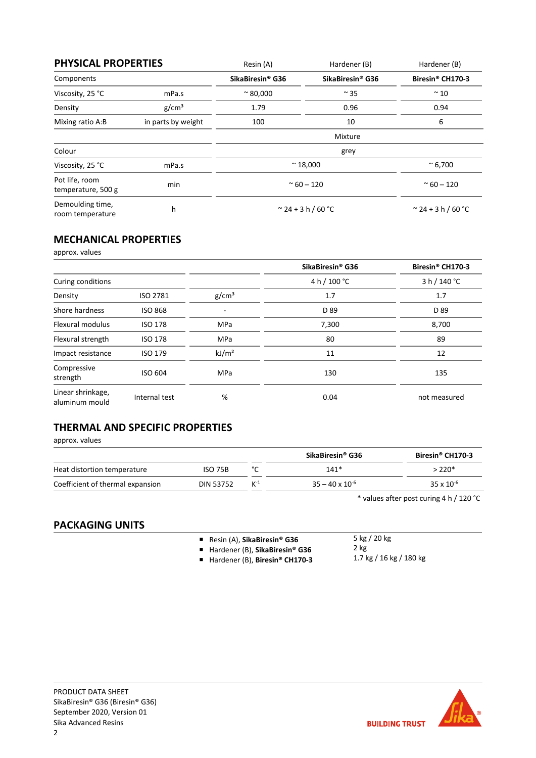## PHYSICAL PROPERTIES

| | | Resin (A) | Hardener (B) | Hardener (B) |
|---|---|---|---|---|
| Components | | **SikaBiresin® G36** | **SikaBiresin® G36** | **Biresin® CH170-3** |
| Viscosity, 25 °C | mPa.s | ~ 80,000 | ~ 35 | ~ 10 |
| Density | g/cm³ | 1.79 | 0.96 | 0.94 |
| Mixing ratio A:B | in parts by weight | 100 | 10 | 6 |
| | | Mixture | | |
| Colour | | grey | | |
| Viscosity, 25 °C | mPa.s | ~ 18,000 | | ~ 6,700 |
| Pot life, room temperature, 500 g | min | ~ 60 – 120 | | ~ 60 – 120 |
| Demoulding time, room temperature | h | ~ 24 + 3 h / 60 °C | | ~ 24 + 3 h / 60 °C |

## MECHANICAL PROPERTIES

approx. values

| | | | **SikaBiresin® G36** | **Biresin® CH170-3** |
|---|---|---|---|---|
| Curing conditions | | | 4 h / 100 °C | 3 h / 140 °C |
| Density | ISO 2781 | g/cm³ | 1.7 | 1.7 |
| Shore hardness | ISO 868 | - | D 89 | D 89 |
| Flexural modulus | ISO 178 | MPa | 7,300 | 8,700 |
| Flexural strength | ISO 178 | MPa | 80 | 89 |
| Impact resistance | ISO 179 | kJ/m² | 11 | 12 |
| Compressive strength | ISO 604 | MPa | 130 | 135 |
| Linear shrinkage, aluminum mould | Internal test | % | 0.04 | not measured |

## THERMAL AND SPECIFIC PROPERTIES

approx. values

| | | | **SikaBiresin® G36** | **Biresin® CH170-3** |
|---|---|---|---|---|
| Heat distortion temperature | ISO 75B | °C | 141* | > 220* |
| Coefficient of thermal expansion | DIN 53752 | $K^{-1}$ | $35 – 40 \times 10^{-6}$ | $35 \times 10^{-6}$ |

\* values after post curing 4 h / 120 °C

## PACKAGING UNITS

- Resin (A), **SikaBiresin® G36** — 5 kg / 20 kg
- Hardener (B), **SikaBiresin® G36** — 2 kg
- Hardener (B), **Biresin® CH170-3** — 1.7 kg / 16 kg / 180 kg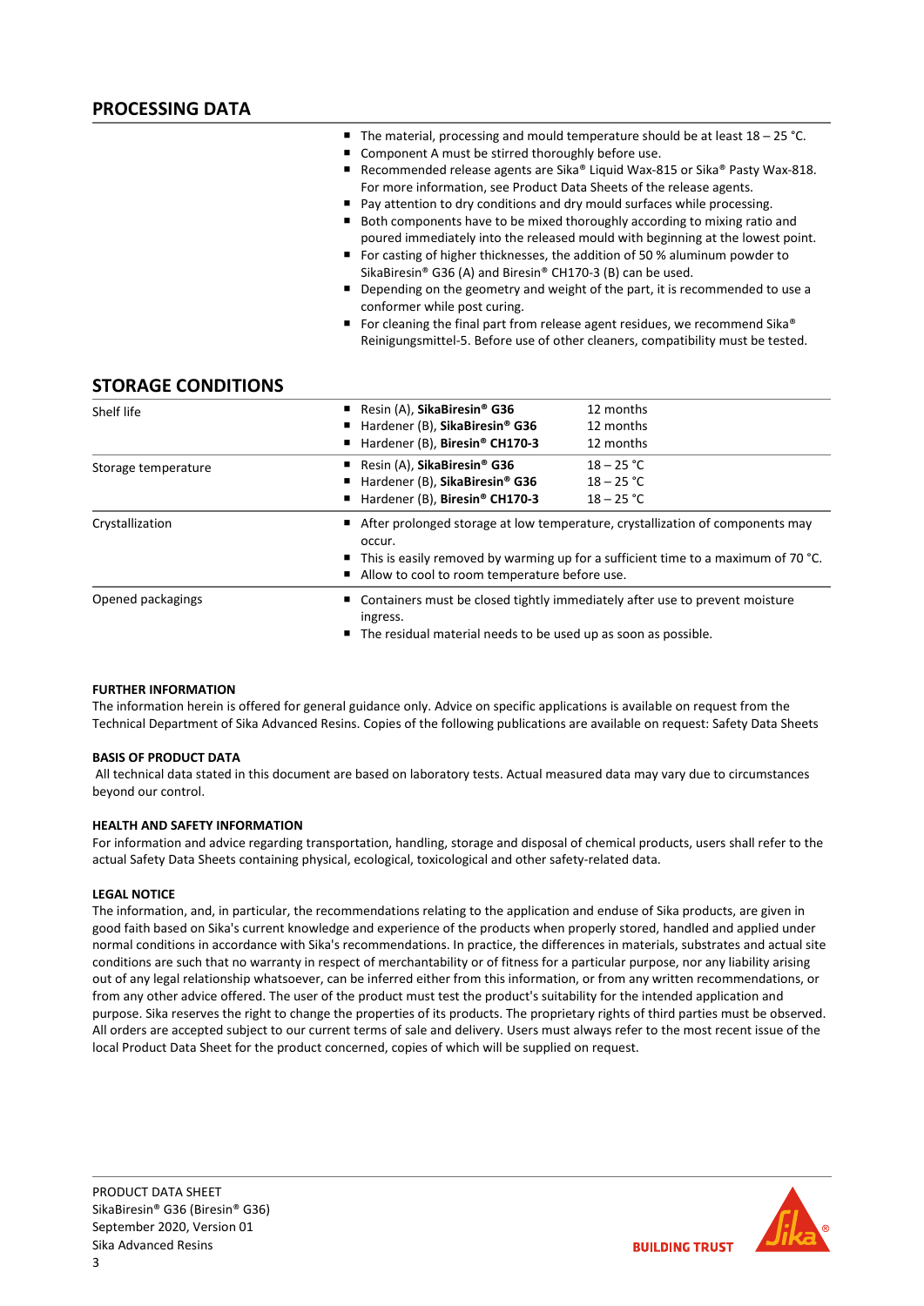## PROCESSING DATA

- The material, processing and mould temperature should be at least 18 – 25 °C.
- Component A must be stirred thoroughly before use.
- Recommended release agents are Sika® Liquid Wax-815 or Sika® Pasty Wax-818. For more information, see Product Data Sheets of the release agents.
- Pay attention to dry conditions and dry mould surfaces while processing.
- Both components have to be mixed thoroughly according to mixing ratio and poured immediately into the released mould with beginning at the lowest point.
- For casting of higher thicknesses, the addition of 50 % aluminum powder to SikaBiresin® G36 (A) and Biresin® CH170-3 (B) can be used.
- Depending on the geometry and weight of the part, it is recommended to use a conformer while post curing.
- For cleaning the final part from release agent residues, we recommend Sika® Reinigungsmittel-5. Before use of other cleaners, compatibility must be tested.

## STORAGE CONDITIONS

| | | |
|---|---|---|
| Shelf life | ▪ Resin (A), **SikaBiresin® G36**<br>▪ Hardener (B), **SikaBiresin® G36**<br>▪ Hardener (B), **Biresin® CH170-3** | 12 months<br>12 months<br>12 months |
| Storage temperature | ▪ Resin (A), **SikaBiresin® G36**<br>▪ Hardener (B), **SikaBiresin® G36**<br>▪ Hardener (B), **Biresin® CH170-3** | 18 – 25 °C<br>18 – 25 °C<br>18 – 25 °C |
| Crystallization | ▪ After prolonged storage at low temperature, crystallization of components may occur.<br>▪ This is easily removed by warming up for a sufficient time to a maximum of 70 °C.<br>▪ Allow to cool to room temperature before use. | |
| Opened packagings | ▪ Containers must be closed tightly immediately after use to prevent moisture ingress.<br>▪ The residual material needs to be used up as soon as possible. | |

#### FURTHER INFORMATION

The information herein is offered for general guidance only. Advice on specific applications is available on request from the Technical Department of Sika Advanced Resins. Copies of the following publications are available on request: Safety Data Sheets

#### BASIS OF PRODUCT DATA

All technical data stated in this document are based on laboratory tests. Actual measured data may vary due to circumstances beyond our control.

#### HEALTH AND SAFETY INFORMATION

For information and advice regarding transportation, handling, storage and disposal of chemical products, users shall refer to the actual Safety Data Sheets containing physical, ecological, toxicological and other safety-related data.

#### LEGAL NOTICE

The information, and, in particular, the recommendations relating to the application and enduse of Sika products, are given in good faith based on Sika's current knowledge and experience of the products when properly stored, handled and applied under normal conditions in accordance with Sika's recommendations. In practice, the differences in materials, substrates and actual site conditions are such that no warranty in respect of merchantability or of fitness for a particular purpose, nor any liability arising out of any legal relationship whatsoever, can be inferred either from this information, or from any written recommendations, or from any other advice offered. The user of the product must test the product's suitability for the intended application and purpose. Sika reserves the right to change the properties of its products. The proprietary rights of third parties must be observed. All orders are accepted subject to our current terms of sale and delivery. Users must always refer to the most recent issue of the local Product Data Sheet for the product concerned, copies of which will be supplied on request.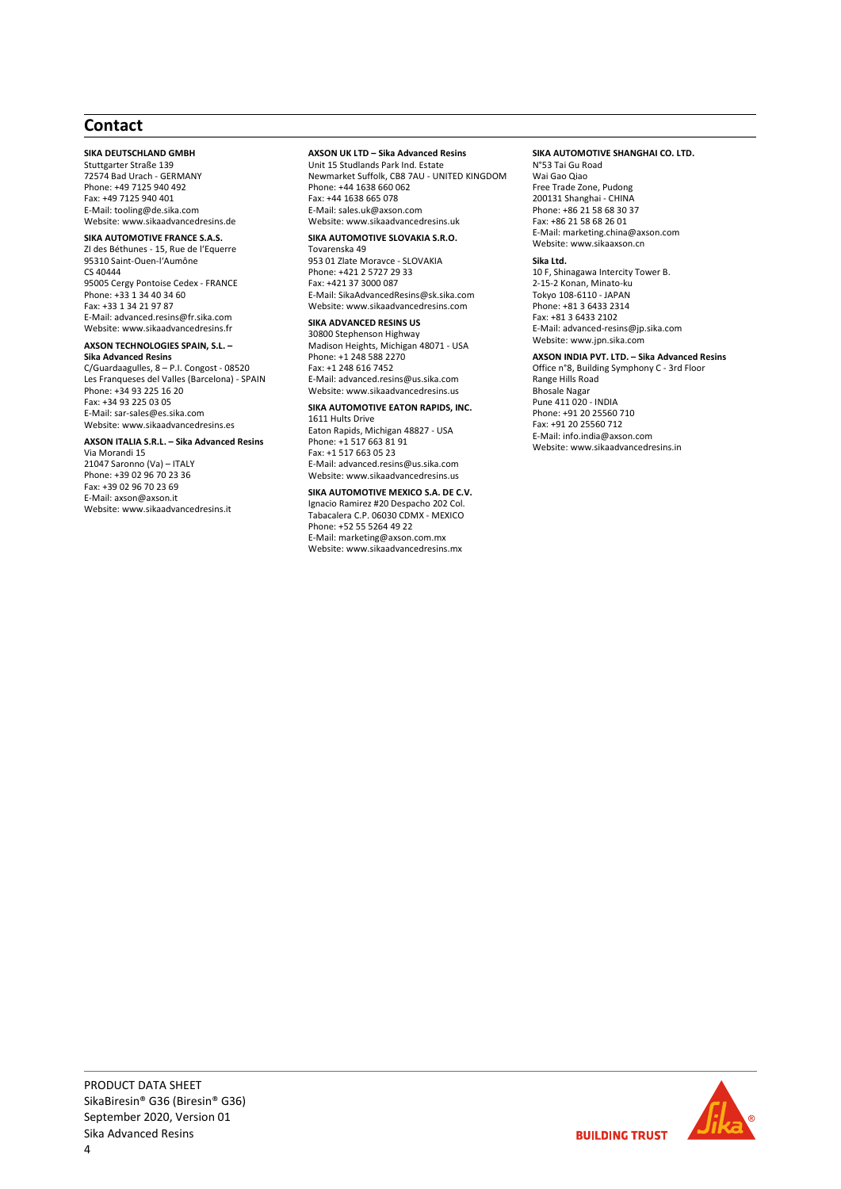## Contact

**SIKA DEUTSCHLAND GMBH**
Stuttgarter Straße 139
72574 Bad Urach - GERMANY
Phone: +49 7125 940 492
Fax: +49 7125 940 401
E-Mail: tooling@de.sika.com
Website: www.sikaadvancedresins.de

**SIKA AUTOMOTIVE FRANCE S.A.S.**
ZI des Béthunes - 15, Rue de l'Equerre
95310 Saint-Ouen-l'Aumône
CS 40444
95005 Cergy Pontoise Cedex - FRANCE
Phone: +33 1 34 40 34 60
Fax: +33 1 34 21 97 87
E-Mail: advanced.resins@fr.sika.com
Website: www.sikaadvancedresins.fr

**AXSON TECHNOLOGIES SPAIN, S.L. – Sika Advanced Resins**
C/Guardaagulles, 8 – P.I. Congost - 08520
Les Franqueses del Valles (Barcelona) - SPAIN
Phone: +34 93 225 16 20
Fax: +34 93 225 03 05
E-Mail: sar-sales@es.sika.com
Website: www.sikaadvancedresins.es

**AXSON ITALIA S.R.L. – Sika Advanced Resins**
Via Morandi 15
21047 Saronno (Va) – ITALY
Phone: +39 02 96 70 23 36
Fax: +39 02 96 70 23 69
E-Mail: axson@axson.it
Website: www.sikaadvancedresins.it

**AXSON UK LTD – Sika Advanced Resins**
Unit 15 Studlands Park Ind. Estate
Newmarket Suffolk, CB8 7AU - UNITED KINGDOM
Phone: +44 1638 660 062
Fax: +44 1638 665 078
E-Mail: sales.uk@axson.com
Website: www.sikaadvancedresins.uk

**SIKA AUTOMOTIVE SLOVAKIA S.R.O.**
Tovarenska 49
953 01 Zlate Moravce - SLOVAKIA
Phone: +421 2 5727 29 33
Fax: +421 37 3000 087
E-Mail: SikaAdvancedResins@sk.sika.com
Website: www.sikaadvancedresins.com

**SIKA ADVANCED RESINS US**
30800 Stephenson Highway
Madison Heights, Michigan 48071 - USA
Phone: +1 248 588 2270
Fax: +1 248 616 7452
E-Mail: advanced.resins@us.sika.com
Website: www.sikaadvancedresins.us

**SIKA AUTOMOTIVE EATON RAPIDS, INC.**
1611 Hults Drive
Eaton Rapids, Michigan 48827 - USA
Phone: +1 517 663 81 91
Fax: +1 517 663 05 23
E-Mail: advanced.resins@us.sika.com
Website: www.sikaadvancedresins.us

**SIKA AUTOMOTIVE MEXICO S.A. DE C.V.**
Ignacio Ramirez #20 Despacho 202 Col.
Tabacalera C.P. 06030 CDMX - MEXICO
Phone: +52 55 5264 49 22
E-Mail: marketing@axson.com.mx
Website: www.sikaadvancedresins.mx

**SIKA AUTOMOTIVE SHANGHAI CO. LTD.**
N°53 Tai Gu Road
Wai Gao Qiao
Free Trade Zone, Pudong
200131 Shanghai - CHINA
Phone: +86 21 58 68 30 37
Fax: +86 21 58 68 26 01
E-Mail: marketing.china@axson.com
Website: www.sikaaxson.cn

**Sika Ltd.**
10 F, Shinagawa Intercity Tower B.
2-15-2 Konan, Minato-ku
Tokyo 108-6110 - JAPAN
Phone: +81 3 6433 2314
Fax: +81 3 6433 2102
E-Mail: advanced-resins@jp.sika.com
Website: www.jpn.sika.com

**AXSON INDIA PVT. LTD. – Sika Advanced Resins**
Office n°8, Building Symphony C - 3rd Floor
Range Hills Road
Bhosale Nagar
Pune 411 020 - INDIA
Phone: +91 20 25560 710
Fax: +91 20 25560 712
E-Mail: info.india@axson.com
Website: www.sikaadvancedresins.in